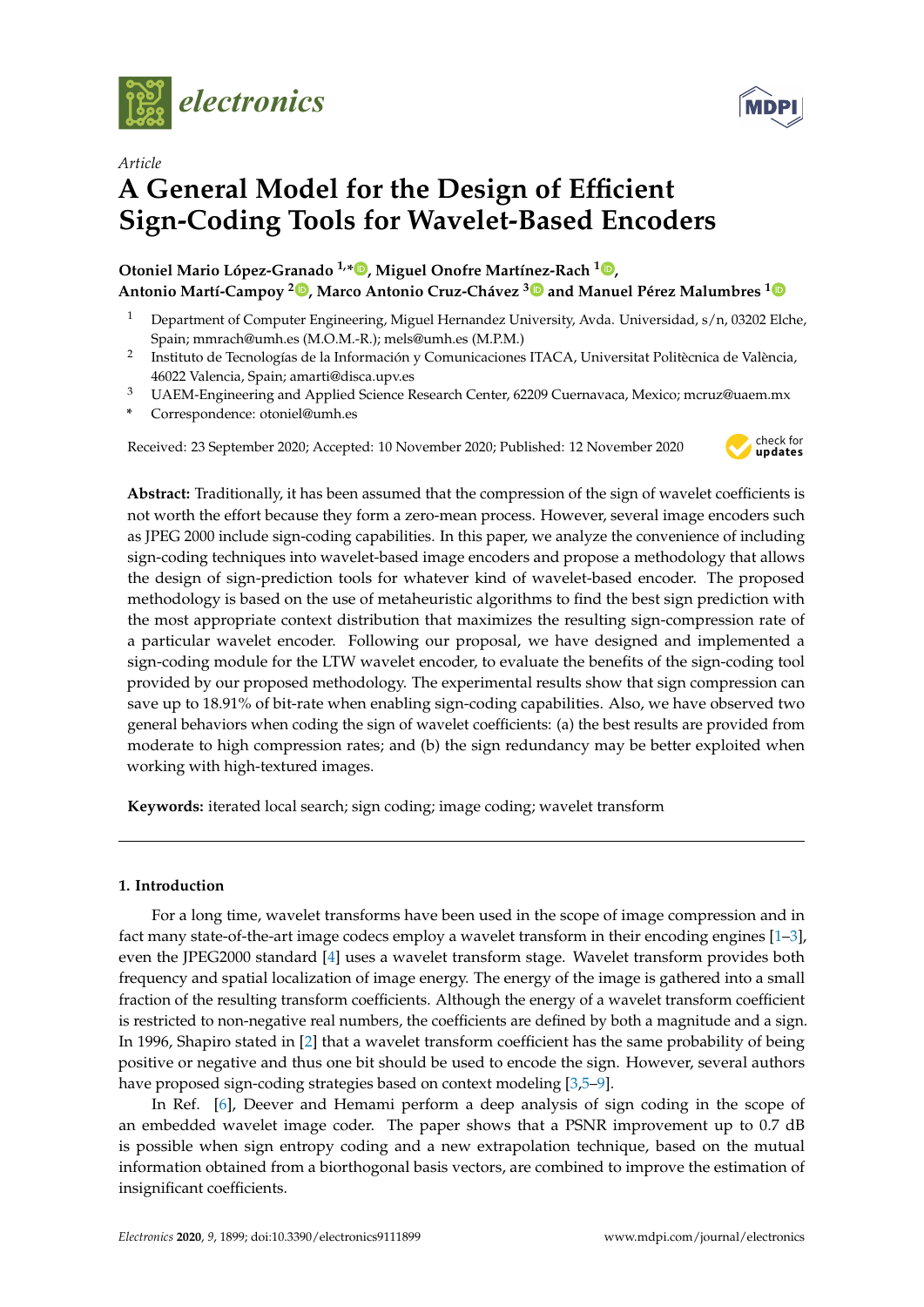*Article*

# A General Model for the Design of Efficient Sign-Coding Tools for Wavelet-Based Encoders

**Otoniel Mario López-Granado [1,*], Miguel Onofre Martínez-Rach [1], Antonio Martí-Campoy [2], Marco Antonio Cruz-Chávez [3] and Manuel Pérez Malumbres [1]**

[1] Department of Computer Engineering, Miguel Hernandez University, Avda. Universidad, s/n, 03202 Elche, Spain; mmrach@umh.es (M.O.M.-R.); mels@umh.es (M.P.M.)

[2] Instituto de Tecnologías de la Información y Comunicaciones ITACA, Universitat Politècnica de València, 46022 Valencia, Spain; amarti@disca.upv.es

[3] UAEM-Engineering and Applied Science Research Center, 62209 Cuernavaca, Mexico; mcruz@uaem.mx

[*] Correspondence: otoniel@umh.es

Received: 23 September 2020; Accepted: 10 November 2020; Published: 12 November 2020

**Abstract:** Traditionally, it has been assumed that the compression of the sign of wavelet coefficients is not worth the effort because they form a zero-mean process. However, several image encoders such as JPEG 2000 include sign-coding capabilities. In this paper, we analyze the convenience of including sign-coding techniques into wavelet-based image encoders and propose a methodology that allows the design of sign-prediction tools for whatever kind of wavelet-based encoder. The proposed methodology is based on the use of metaheuristic algorithms to find the best sign prediction with the most appropriate context distribution that maximizes the resulting sign-compression rate of a particular wavelet encoder. Following our proposal, we have designed and implemented a sign-coding module for the LTW wavelet encoder, to evaluate the benefits of the sign-coding tool provided by our proposed methodology. The experimental results show that sign compression can save up to 18.91% of bit-rate when enabling sign-coding capabilities. Also, we have observed two general behaviors when coding the sign of wavelet coefficients: (a) the best results are provided from moderate to high compression rates; and (b) the sign redundancy may be better exploited when working with high-textured images.

**Keywords:** iterated local search; sign coding; image coding; wavelet transform

## 1. Introduction

For a long time, wavelet transforms have been used in the scope of image compression and in fact many state-of-the-art image codecs employ a wavelet transform in their encoding engines [1–3], even the JPEG2000 standard [4] uses a wavelet transform stage. Wavelet transform provides both frequency and spatial localization of image energy. The energy of the image is gathered into a small fraction of the resulting transform coefficients. Although the energy of a wavelet transform coefficient is restricted to non-negative real numbers, the coefficients are defined by both a magnitude and a sign. In 1996, Shapiro stated in [2] that a wavelet transform coefficient has the same probability of being positive or negative and thus one bit should be used to encode the sign. However, several authors have proposed sign-coding strategies based on context modeling [3,5–9].

In Ref. [6], Deever and Hemami perform a deep analysis of sign coding in the scope of an embedded wavelet image coder. The paper shows that a PSNR improvement up to 0.7 dB is possible when sign entropy coding and a new extrapolation technique, based on the mutual information obtained from a biorthogonal basis vectors, are combined to improve the estimation of insignificant coefficients.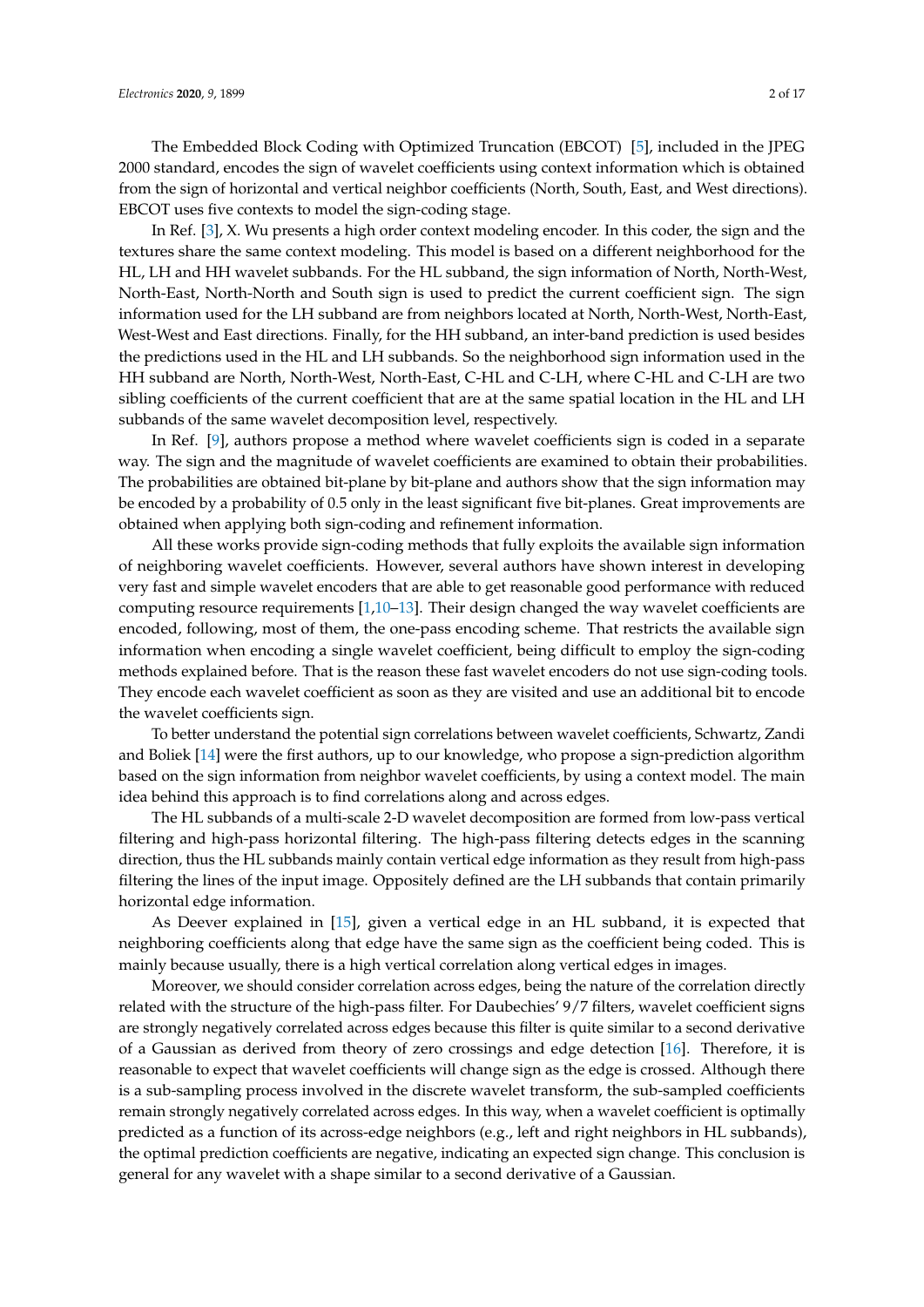The Embedded Block Coding with Optimized Truncation (EBCOT) [5], included in the JPEG 2000 standard, encodes the sign of wavelet coefficients using context information which is obtained from the sign of horizontal and vertical neighbor coefficients (North, South, East, and West directions). EBCOT uses five contexts to model the sign-coding stage.

In Ref. [3], X. Wu presents a high order context modeling encoder. In this coder, the sign and the textures share the same context modeling. This model is based on a different neighborhood for the HL, LH and HH wavelet subbands. For the HL subband, the sign information of North, North-West, North-East, North-North and South sign is used to predict the current coefficient sign. The sign information used for the LH subband are from neighbors located at North, North-West, North-East, West-West and East directions. Finally, for the HH subband, an inter-band prediction is used besides the predictions used in the HL and LH subbands. So the neighborhood sign information used in the HH subband are North, North-West, North-East, C-HL and C-LH, where C-HL and C-LH are two sibling coefficients of the current coefficient that are at the same spatial location in the HL and LH subbands of the same wavelet decomposition level, respectively.

In Ref. [9], authors propose a method where wavelet coefficients sign is coded in a separate way. The sign and the magnitude of wavelet coefficients are examined to obtain their probabilities. The probabilities are obtained bit-plane by bit-plane and authors show that the sign information may be encoded by a probability of 0.5 only in the least significant five bit-planes. Great improvements are obtained when applying both sign-coding and refinement information.

All these works provide sign-coding methods that fully exploits the available sign information of neighboring wavelet coefficients. However, several authors have shown interest in developing very fast and simple wavelet encoders that are able to get reasonable good performance with reduced computing resource requirements [1,10–13]. Their design changed the way wavelet coefficients are encoded, following, most of them, the one-pass encoding scheme. That restricts the available sign information when encoding a single wavelet coefficient, being difficult to employ the sign-coding methods explained before. That is the reason these fast wavelet encoders do not use sign-coding tools. They encode each wavelet coefficient as soon as they are visited and use an additional bit to encode the wavelet coefficients sign.

To better understand the potential sign correlations between wavelet coefficients, Schwartz, Zandi and Boliek [14] were the first authors, up to our knowledge, who propose a sign-prediction algorithm based on the sign information from neighbor wavelet coefficients, by using a context model. The main idea behind this approach is to find correlations along and across edges.

The HL subbands of a multi-scale 2-D wavelet decomposition are formed from low-pass vertical filtering and high-pass horizontal filtering. The high-pass filtering detects edges in the scanning direction, thus the HL subbands mainly contain vertical edge information as they result from high-pass filtering the lines of the input image. Oppositely defined are the LH subbands that contain primarily horizontal edge information.

As Deever explained in [15], given a vertical edge in an HL subband, it is expected that neighboring coefficients along that edge have the same sign as the coefficient being coded. This is mainly because usually, there is a high vertical correlation along vertical edges in images.

Moreover, we should consider correlation across edges, being the nature of the correlation directly related with the structure of the high-pass filter. For Daubechies' 9/7 filters, wavelet coefficient signs are strongly negatively correlated across edges because this filter is quite similar to a second derivative of a Gaussian as derived from theory of zero crossings and edge detection [16]. Therefore, it is reasonable to expect that wavelet coefficients will change sign as the edge is crossed. Although there is a sub-sampling process involved in the discrete wavelet transform, the sub-sampled coefficients remain strongly negatively correlated across edges. In this way, when a wavelet coefficient is optimally predicted as a function of its across-edge neighbors (e.g., left and right neighbors in HL subbands), the optimal prediction coefficients are negative, indicating an expected sign change. This conclusion is general for any wavelet with a shape similar to a second derivative of a Gaussian.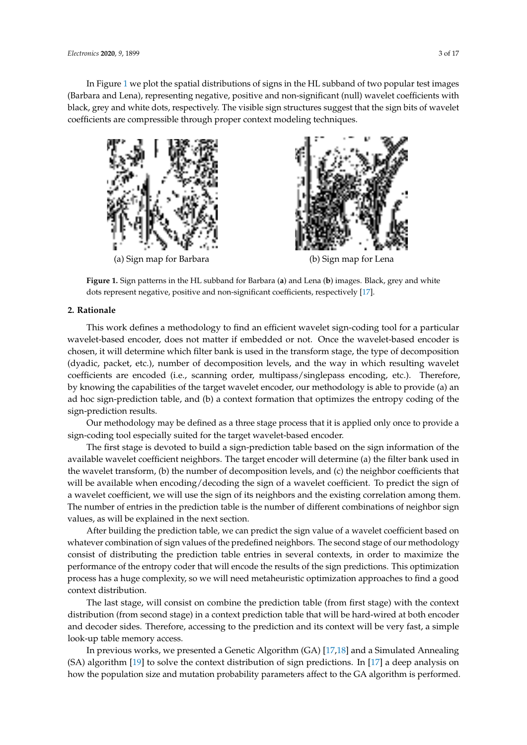In Figure 1 we plot the spatial distributions of signs in the HL subband of two popular test images (Barbara and Lena), representing negative, positive and non-significant (null) wavelet coefficients with black, grey and white dots, respectively. The visible sign structures suggest that the sign bits of wavelet coefficients are compressible through proper context modeling techniques.

(a) Sign map for Barbara

(b) Sign map for Lena

**Figure 1.** Sign patterns in the HL subband for Barbara (**a**) and Lena (**b**) images. Black, grey and white dots represent negative, positive and non-significant coefficients, respectively [17].

## 2. Rationale

This work defines a methodology to find an efficient wavelet sign-coding tool for a particular wavelet-based encoder, does not matter if embedded or not. Once the wavelet-based encoder is chosen, it will determine which filter bank is used in the transform stage, the type of decomposition (dyadic, packet, etc.), number of decomposition levels, and the way in which resulting wavelet coefficients are encoded (i.e., scanning order, multipass/singlepass encoding, etc.). Therefore, by knowing the capabilities of the target wavelet encoder, our methodology is able to provide (a) an ad hoc sign-prediction table, and (b) a context formation that optimizes the entropy coding of the sign-prediction results.

Our methodology may be defined as a three stage process that it is applied only once to provide a sign-coding tool especially suited for the target wavelet-based encoder.

The first stage is devoted to build a sign-prediction table based on the sign information of the available wavelet coefficient neighbors. The target encoder will determine (a) the filter bank used in the wavelet transform, (b) the number of decomposition levels, and (c) the neighbor coefficients that will be available when encoding/decoding the sign of a wavelet coefficient. To predict the sign of a wavelet coefficient, we will use the sign of its neighbors and the existing correlation among them. The number of entries in the prediction table is the number of different combinations of neighbor sign values, as will be explained in the next section.

After building the prediction table, we can predict the sign value of a wavelet coefficient based on whatever combination of sign values of the predefined neighbors. The second stage of our methodology consist of distributing the prediction table entries in several contexts, in order to maximize the performance of the entropy coder that will encode the results of the sign predictions. This optimization process has a huge complexity, so we will need metaheuristic optimization approaches to find a good context distribution.

The last stage, will consist on combine the prediction table (from first stage) with the context distribution (from second stage) in a context prediction table that will be hard-wired at both encoder and decoder sides. Therefore, accessing to the prediction and its context will be very fast, a simple look-up table memory access.

In previous works, we presented a Genetic Algorithm (GA) [17,18] and a Simulated Annealing (SA) algorithm [19] to solve the context distribution of sign predictions. In [17] a deep analysis on how the population size and mutation probability parameters affect to the GA algorithm is performed.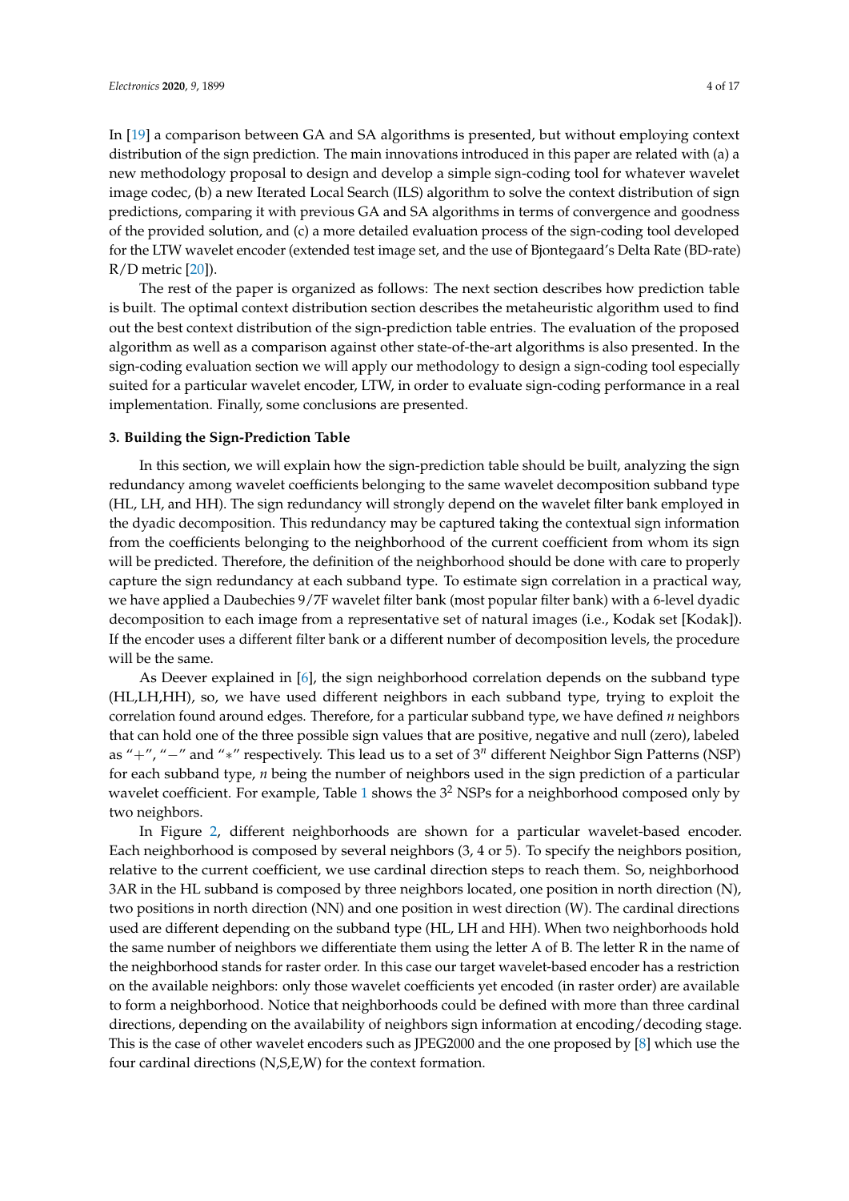In [19] a comparison between GA and SA algorithms is presented, but without employing context distribution of the sign prediction. The main innovations introduced in this paper are related with (a) a new methodology proposal to design and develop a simple sign-coding tool for whatever wavelet image codec, (b) a new Iterated Local Search (ILS) algorithm to solve the context distribution of sign predictions, comparing it with previous GA and SA algorithms in terms of convergence and goodness of the provided solution, and (c) a more detailed evaluation process of the sign-coding tool developed for the LTW wavelet encoder (extended test image set, and the use of Bjontegaard's Delta Rate (BD-rate) R/D metric [20]).

The rest of the paper is organized as follows: The next section describes how prediction table is built. The optimal context distribution section describes the metaheuristic algorithm used to find out the best context distribution of the sign-prediction table entries. The evaluation of the proposed algorithm as well as a comparison against other state-of-the-art algorithms is also presented. In the sign-coding evaluation section we will apply our methodology to design a sign-coding tool especially suited for a particular wavelet encoder, LTW, in order to evaluate sign-coding performance in a real implementation. Finally, some conclusions are presented.

## 3. Building the Sign-Prediction Table

In this section, we will explain how the sign-prediction table should be built, analyzing the sign redundancy among wavelet coefficients belonging to the same wavelet decomposition subband type (HL, LH, and HH). The sign redundancy will strongly depend on the wavelet filter bank employed in the dyadic decomposition. This redundancy may be captured taking the contextual sign information from the coefficients belonging to the neighborhood of the current coefficient from whom its sign will be predicted. Therefore, the definition of the neighborhood should be done with care to properly capture the sign redundancy at each subband type. To estimate sign correlation in a practical way, we have applied a Daubechies 9/7F wavelet filter bank (most popular filter bank) with a 6-level dyadic decomposition to each image from a representative set of natural images (i.e., Kodak set [Kodak]). If the encoder uses a different filter bank or a different number of decomposition levels, the procedure will be the same.

As Deever explained in [6], the sign neighborhood correlation depends on the subband type (HL,LH,HH), so, we have used different neighbors in each subband type, trying to exploit the correlation found around edges. Therefore, for a particular subband type, we have defined $n$ neighbors that can hold one of the three possible sign values that are positive, negative and null (zero), labeled as "+", "−" and "∗" respectively. This lead us to a set of $3^n$ different Neighbor Sign Patterns (NSP) for each subband type, $n$ being the number of neighbors used in the sign prediction of a particular wavelet coefficient. For example, Table 1 shows the $3^2$ NSPs for a neighborhood composed only by two neighbors.

In Figure 2, different neighborhoods are shown for a particular wavelet-based encoder. Each neighborhood is composed by several neighbors (3, 4 or 5). To specify the neighbors position, relative to the current coefficient, we use cardinal direction steps to reach them. So, neighborhood 3AR in the HL subband is composed by three neighbors located, one position in north direction (N), two positions in north direction (NN) and one position in west direction (W). The cardinal directions used are different depending on the subband type (HL, LH and HH). When two neighborhoods hold the same number of neighbors we differentiate them using the letter A of B. The letter R in the name of the neighborhood stands for raster order. In this case our target wavelet-based encoder has a restriction on the available neighbors: only those wavelet coefficients yet encoded (in raster order) are available to form a neighborhood. Notice that neighborhoods could be defined with more than three cardinal directions, depending on the availability of neighbors sign information at encoding/decoding stage. This is the case of other wavelet encoders such as JPEG2000 and the one proposed by [8] which use the four cardinal directions (N,S,E,W) for the context formation.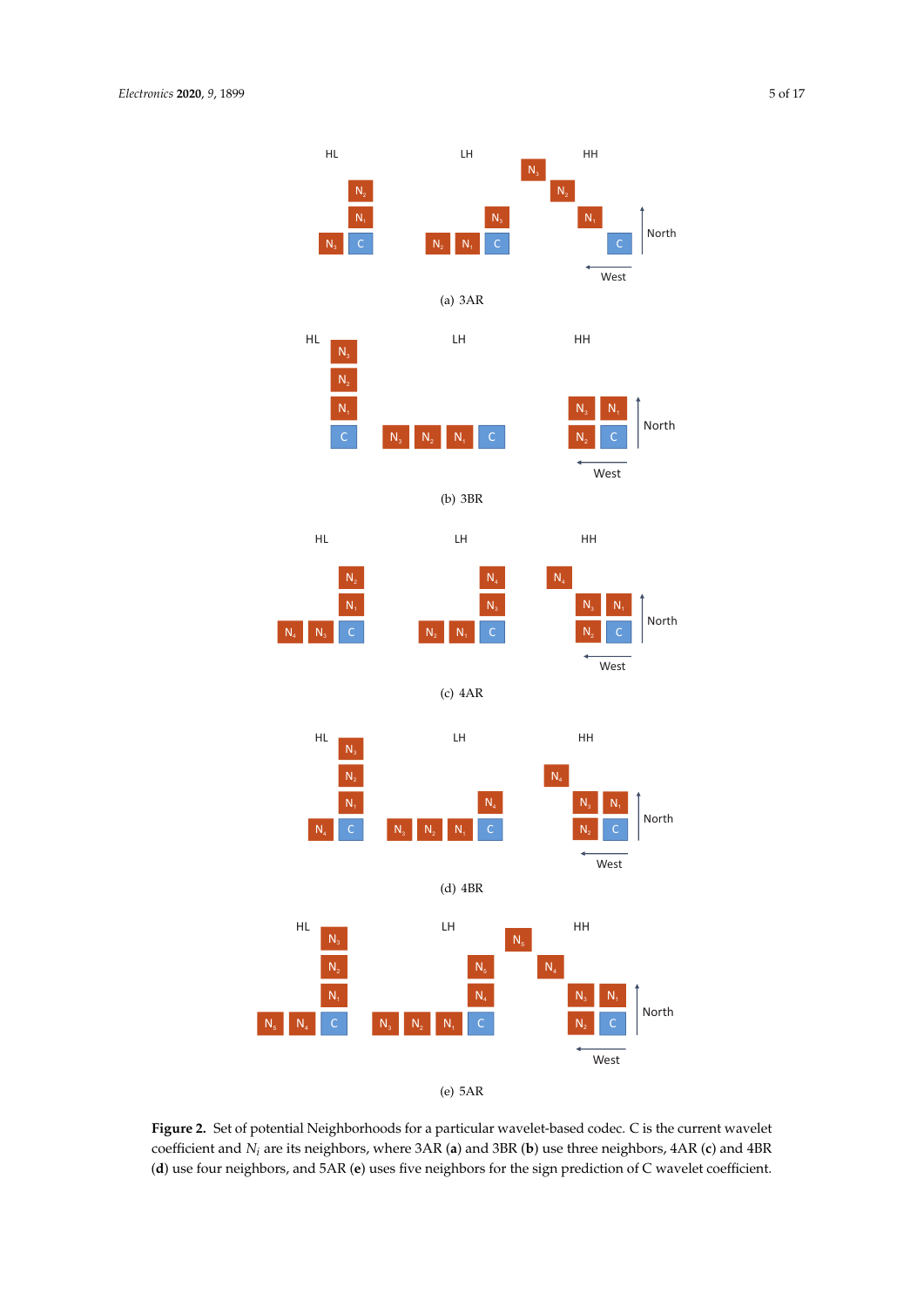(a) 3AR

(b) 3BR

(c) 4AR

(d) 4BR

(e) 5AR

**Figure 2.** Set of potential Neighborhoods for a particular wavelet-based codec. C is the current wavelet coefficient and $N_i$ are its neighbors, where 3AR (**a**) and 3BR (**b**) use three neighbors, 4AR (**c**) and 4BR (**d**) use four neighbors, and 5AR (**e**) uses five neighbors for the sign prediction of C wavelet coefficient.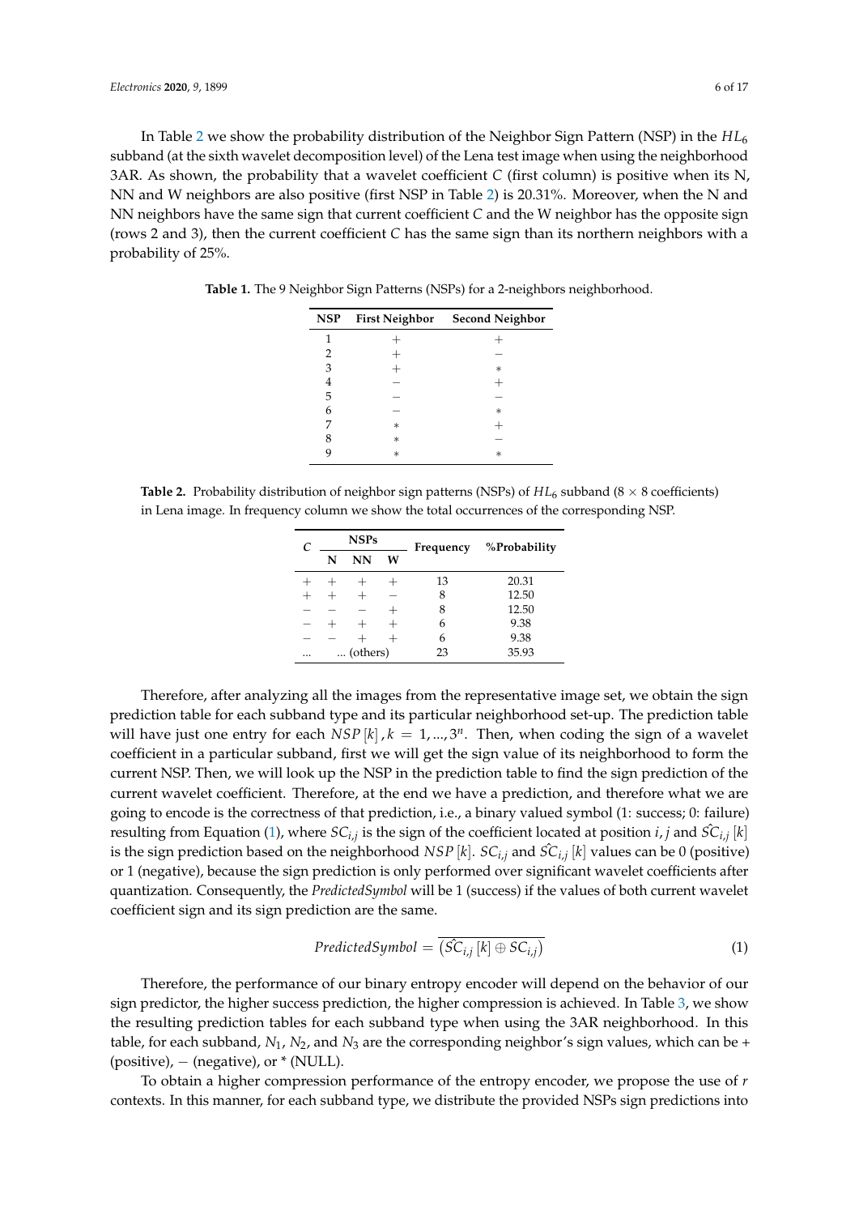In Table 2 we show the probability distribution of the Neighbor Sign Pattern (NSP) in the $HL_6$ subband (at the sixth wavelet decomposition level) of the Lena test image when using the neighborhood 3AR. As shown, the probability that a wavelet coefficient $C$ (first column) is positive when its N, NN and W neighbors are also positive (first NSP in Table 2) is 20.31%. Moreover, when the N and NN neighbors have the same sign that current coefficient $C$ and the W neighbor has the opposite sign (rows 2 and 3), then the current coefficient $C$ has the same sign than its northern neighbors with a probability of 25%.

**Table 1.** The 9 Neighbor Sign Patterns (NSPs) for a 2-neighbors neighborhood.

| NSP | First Neighbor | Second Neighbor |
|---|---|---|
| 1 | + | + |
| 2 | + | − |
| 3 | + | * |
| 4 | − | + |
| 5 | − | − |
| 6 | − | * |
| 7 | * | + |
| 8 | * | − |
| 9 | * | * |

**Table 2.** Probability distribution of neighbor sign patterns (NSPs) of $HL_6$ subband ($8 \times 8$ coefficients) in Lena image. In frequency column we show the total occurrences of the corresponding NSP.

| $C$ | NSPs | | | Frequency | %Probability |
|---|---|---|---|---|---|
| | N | NN | W | | |
| + | + | + | + | 13 | 20.31 |
| + | + | + | − | 8 | 12.50 |
| − | − | − | + | 8 | 12.50 |
| − | + | + | + | 6 | 9.38 |
| − | − | + | + | 6 | 9.38 |
| ... | ... (others) | | | 23 | 35.93 |

Therefore, after analyzing all the images from the representative image set, we obtain the sign prediction table for each subband type and its particular neighborhood set-up. The prediction table will have just one entry for each $NSP[k], k = 1, ..., 3^n$. Then, when coding the sign of a wavelet coefficient in a particular subband, first we will get the sign value of its neighborhood to form the current NSP. Then, we will look up the NSP in the prediction table to find the sign prediction of the current wavelet coefficient. Therefore, at the end we have a prediction, and therefore what we are going to encode is the correctness of that prediction, i.e., a binary valued symbol (1: success; 0: failure) resulting from Equation (1), where $SC_{i,j}$ is the sign of the coefficient located at position $i, j$ and $\hat{SC}_{i,j}[k]$ is the sign prediction based on the neighborhood $NSP[k]$. $SC_{i,j}$ and $\hat{SC}_{i,j}[k]$ values can be 0 (positive) or 1 (negative), because the sign prediction is only performed over significant wavelet coefficients after quantization. Consequently, the *PredictedSymbol* will be 1 (success) if the values of both current wavelet coefficient sign and its sign prediction are the same.

$$PredictedSymbol = \overline{\left(\hat{SC}_{i,j}[k] \oplus SC_{i,j}\right)} \tag{1}$$

Therefore, the performance of our binary entropy encoder will depend on the behavior of our sign predictor, the higher success prediction, the higher compression is achieved. In Table 3, we show the resulting prediction tables for each subband type when using the 3AR neighborhood. In this table, for each subband, $N_1$, $N_2$, and $N_3$ are the corresponding neighbor's sign values, which can be + (positive), − (negative), or * (NULL).

To obtain a higher compression performance of the entropy encoder, we propose the use of $r$ contexts. In this manner, for each subband type, we distribute the provided NSPs sign predictions into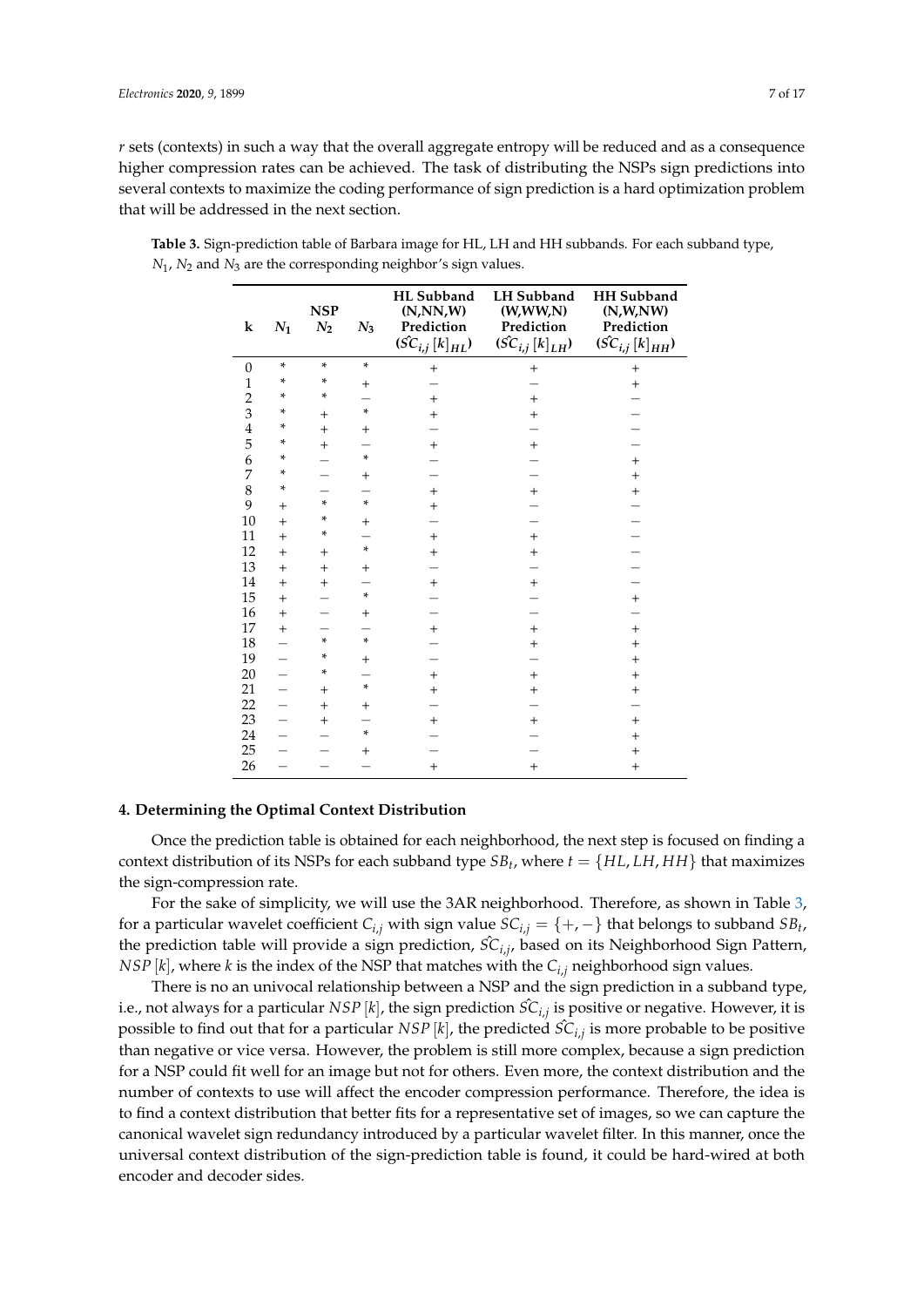*r* sets (contexts) in such a way that the overall aggregate entropy will be reduced and as a consequence higher compression rates can be achieved. The task of distributing the NSPs sign predictions into several contexts to maximize the coding performance of sign prediction is a hard optimization problem that will be addressed in the next section.

**Table 3.** Sign-prediction table of Barbara image for HL, LH and HH subbands. For each subband type, $N_1$, $N_2$ and $N_3$ are the corresponding neighbor's sign values.

| k | NSP $N_1$ | $N_2$ | $N_3$ | HL Subband (N,NN,W) Prediction ($\hat{SC}_{i,j}[k]_{HL}$) | LH Subband (W,WW,N) Prediction ($\hat{SC}_{i,j}[k]_{LH}$) | HH Subband (N,W,NW) Prediction ($\hat{SC}_{i,j}[k]_{HH}$) |
|---|---|---|---|---|---|---|
| 0 | * | * | * | + | + | + |
| 1 | * | * | + | − | − | + |
| 2 | * | * | − | + | + | − |
| 3 | * | + | * | + | + | − |
| 4 | * | + | + | − | − | − |
| 5 | * | + | − | + | + | − |
| 6 | * | − | * | − | − | + |
| 7 | * | − | + | − | − | + |
| 8 | * | − | − | + | + | + |
| 9 | + | * | * | + | − | − |
| 10 | + | * | + | − | − | − |
| 11 | + | * | − | + | + | − |
| 12 | + | + | * | + | + | − |
| 13 | + | + | + | − | − | − |
| 14 | + | + | − | + | + | − |
| 15 | + | − | * | − | − | + |
| 16 | + | − | + | − | − | − |
| 17 | + | − | − | + | + | + |
| 18 | − | * | * | − | + | + |
| 19 | − | * | + | − | − | + |
| 20 | − | * | − | + | + | + |
| 21 | − | + | * | + | + | + |
| 22 | − | + | + | − | − | − |
| 23 | − | + | − | + | + | + |
| 24 | − | − | * | − | − | + |
| 25 | − | − | + | − | − | + |
| 26 | − | − | − | + | + | + |

## 4. Determining the Optimal Context Distribution

Once the prediction table is obtained for each neighborhood, the next step is focused on finding a context distribution of its NSPs for each subband type $SB_t$, where $t = \{HL, LH, HH\}$ that maximizes the sign-compression rate.

For the sake of simplicity, we will use the 3AR neighborhood. Therefore, as shown in Table 3, for a particular wavelet coefficient $C_{i,j}$ with sign value $SC_{i,j} = \{+, -\}$ that belongs to subband $SB_t$, the prediction table will provide a sign prediction, $\hat{SC}_{i,j}$, based on its Neighborhood Sign Pattern, $NSP[k]$, where *k* is the index of the NSP that matches with the $C_{i,j}$ neighborhood sign values.

There is no an univocal relationship between a NSP and the sign prediction in a subband type, i.e., not always for a particular $NSP[k]$, the sign prediction $\hat{SC}_{i,j}$ is positive or negative. However, it is possible to find out that for a particular $NSP[k]$, the predicted $\hat{SC}_{i,j}$ is more probable to be positive than negative or vice versa. However, the problem is still more complex, because a sign prediction for a NSP could fit well for an image but not for others. Even more, the context distribution and the number of contexts to use will affect the encoder compression performance. Therefore, the idea is to find a context distribution that better fits for a representative set of images, so we can capture the canonical wavelet sign redundancy introduced by a particular wavelet filter. In this manner, once the universal context distribution of the sign-prediction table is found, it could be hard-wired at both encoder and decoder sides.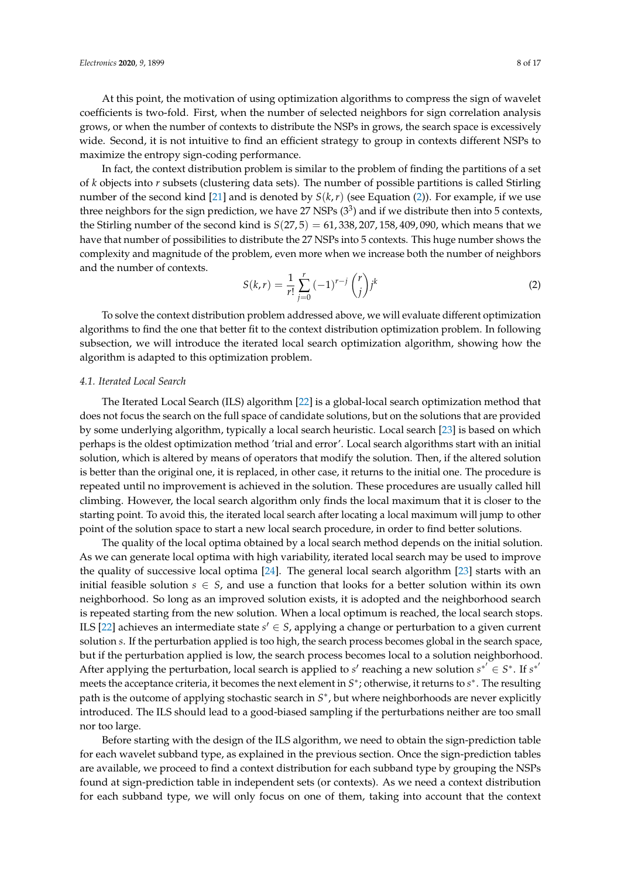At this point, the motivation of using optimization algorithms to compress the sign of wavelet coefficients is two-fold. First, when the number of selected neighbors for sign correlation analysis grows, or when the number of contexts to distribute the NSPs in grows, the search space is excessively wide. Second, it is not intuitive to find an efficient strategy to group in contexts different NSPs to maximize the entropy sign-coding performance.

In fact, the context distribution problem is similar to the problem of finding the partitions of a set of $k$ objects into $r$ subsets (clustering data sets). The number of possible partitions is called Stirling number of the second kind [21] and is denoted by $S(k, r)$ (see Equation (2)). For example, if we use three neighbors for the sign prediction, we have 27 NSPs ($3^3$) and if we distribute then into 5 contexts, the Stirling number of the second kind is $S(27, 5) = 61,338,207,158,409,090$, which means that we have that number of possibilities to distribute the 27 NSPs into 5 contexts. This huge number shows the complexity and magnitude of the problem, even more when we increase both the number of neighbors and the number of contexts.

$$S(k,r) = \frac{1}{r!} \sum_{j=0}^{r} (-1)^{r-j} \binom{r}{j} j^k \tag{2}$$

To solve the context distribution problem addressed above, we will evaluate different optimization algorithms to find the one that better fit to the context distribution optimization problem. In following subsection, we will introduce the iterated local search optimization algorithm, showing how the algorithm is adapted to this optimization problem.

### *4.1. Iterated Local Search*

The Iterated Local Search (ILS) algorithm [22] is a global-local search optimization method that does not focus the search on the full space of candidate solutions, but on the solutions that are provided by some underlying algorithm, typically a local search heuristic. Local search [23] is based on which perhaps is the oldest optimization method 'trial and error'. Local search algorithms start with an initial solution, which is altered by means of operators that modify the solution. Then, if the altered solution is better than the original one, it is replaced, in other case, it returns to the initial one. The procedure is repeated until no improvement is achieved in the solution. These procedures are usually called hill climbing. However, the local search algorithm only finds the local maximum that it is closer to the starting point. To avoid this, the iterated local search after locating a local maximum will jump to other point of the solution space to start a new local search procedure, in order to find better solutions.

The quality of the local optima obtained by a local search method depends on the initial solution. As we can generate local optima with high variability, iterated local search may be used to improve the quality of successive local optima [24]. The general local search algorithm [23] starts with an initial feasible solution $s \in S$, and use a function that looks for a better solution within its own neighborhood. So long as an improved solution exists, it is adopted and the neighborhood search is repeated starting from the new solution. When a local optimum is reached, the local search stops. ILS [22] achieves an intermediate state $s' \in S$, applying a change or perturbation to a given current solution $s$. If the perturbation applied is too high, the search process becomes global in the search space, but if the perturbation applied is low, the search process becomes local to a solution neighborhood. After applying the perturbation, local search is applied to $s'$ reaching a new solution $s^{*'} \in S^*$. If $s^{*'}$ meets the acceptance criteria, it becomes the next element in $S^*$; otherwise, it returns to $s^*$. The resulting path is the outcome of applying stochastic search in $S^*$, but where neighborhoods are never explicitly introduced. The ILS should lead to a good-biased sampling if the perturbations neither are too small nor too large.

Before starting with the design of the ILS algorithm, we need to obtain the sign-prediction table for each wavelet subband type, as explained in the previous section. Once the sign-prediction tables are available, we proceed to find a context distribution for each subband type by grouping the NSPs found at sign-prediction table in independent sets (or contexts). As we need a context distribution for each subband type, we will only focus on one of them, taking into account that the context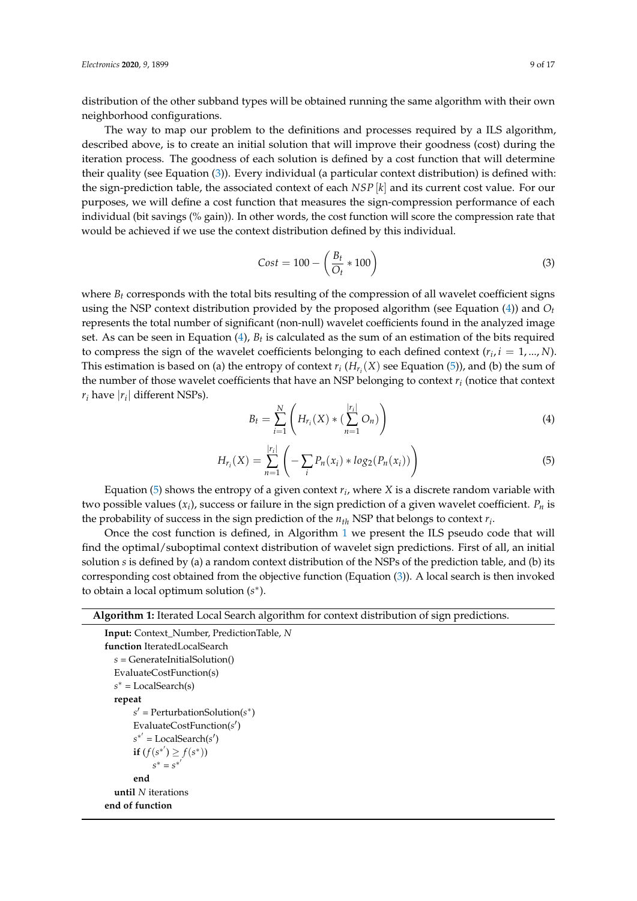distribution of the other subband types will be obtained running the same algorithm with their own neighborhood configurations.

The way to map our problem to the definitions and processes required by a ILS algorithm, described above, is to create an initial solution that will improve their goodness (cost) during the iteration process. The goodness of each solution is defined by a cost function that will determine their quality (see Equation (3)). Every individual (a particular context distribution) is defined with: the sign-prediction table, the associated context of each $NSP[k]$ and its current cost value. For our purposes, we will define a cost function that measures the sign-compression performance of each individual (bit savings (% gain)). In other words, the cost function will score the compression rate that would be achieved if we use the context distribution defined by this individual.

$$Cost = 100 - \left( \frac{B_t}{O_t} * 100 \right) \tag{3}$$

where $B_t$ corresponds with the total bits resulting of the compression of all wavelet coefficient signs using the NSP context distribution provided by the proposed algorithm (see Equation (4)) and $O_t$ represents the total number of significant (non-null) wavelet coefficients found in the analyzed image set. As can be seen in Equation (4), $B_t$ is calculated as the sum of an estimation of the bits required to compress the sign of the wavelet coefficients belonging to each defined context ($r_i, i = 1, ..., N$). This estimation is based on (a) the entropy of context $r_i$ ($H_{r_i}(X)$ see Equation (5)), and (b) the sum of the number of those wavelet coefficients that have an NSP belonging to context $r_i$ (notice that context $r_i$ have $|r_i|$ different NSPs).

$$B_t = \sum_{i=1}^{N} \left( H_{r_i}(X) * (\sum_{n=1}^{|r_i|} O_n) \right) \tag{4}$$

$$H_{r_i}(X) = \sum_{n=1}^{|r_i|} \left( - \sum_i P_n(x_i) * log_2(P_n(x_i)) \right) \tag{5}$$

Equation (5) shows the entropy of a given context $r_i$, where $X$ is a discrete random variable with two possible values ($x_i$), success or failure in the sign prediction of a given wavelet coefficient. $P_n$ is the probability of success in the sign prediction of the $n_{th}$ NSP that belongs to context $r_i$.

Once the cost function is defined, in Algorithm 1 we present the ILS pseudo code that will find the optimal/suboptimal context distribution of wavelet sign predictions. First of all, an initial solution $s$ is defined by (a) a random context distribution of the NSPs of the prediction table, and (b) its corresponding cost obtained from the objective function (Equation (3)). A local search is then invoked to obtain a local optimum solution ($s^*$).

**Algorithm 1:** Iterated Local Search algorithm for context distribution of sign predictions.

```
Input: Context_Number, PredictionTable, N
function IteratedLocalSearch
   s = GenerateInitialSolution()
   EvaluateCostFunction(s)
   s* = LocalSearch(s)
   repeat
        s' = PerturbationSolution(s*)
        EvaluateCostFunction(s')
        s*' = LocalSearch(s')
        if (f(s*') ≥ f(s*))
              s* = s*'
        end
   until N iterations
end of function
```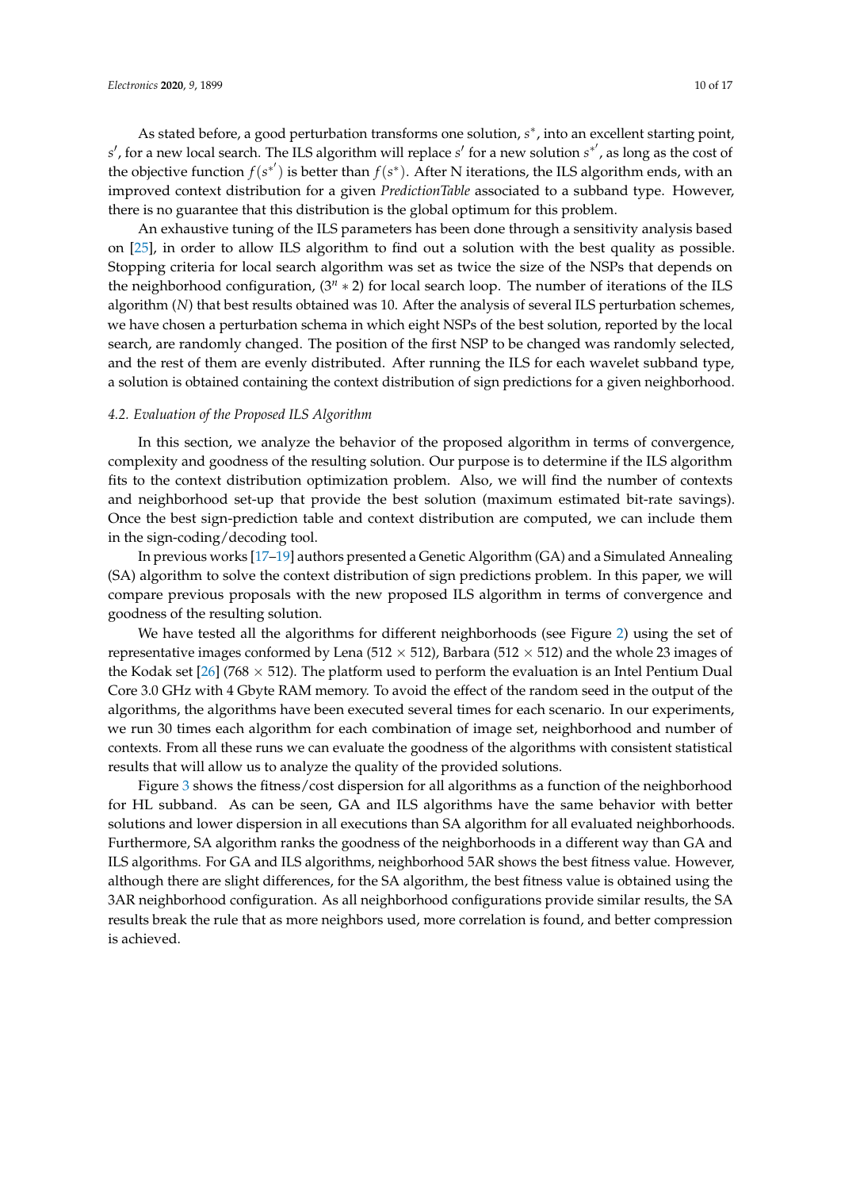As stated before, a good perturbation transforms one solution, $s^*$, into an excellent starting point, $s'$, for a new local search. The ILS algorithm will replace $s'$ for a new solution $s^{*'}$, as long as the cost of the objective function $f(s^{*'})$ is better than $f(s^*)$. After N iterations, the ILS algorithm ends, with an improved context distribution for a given *PredictionTable* associated to a subband type. However, there is no guarantee that this distribution is the global optimum for this problem.

An exhaustive tuning of the ILS parameters has been done through a sensitivity analysis based on [25], in order to allow ILS algorithm to find out a solution with the best quality as possible. Stopping criteria for local search algorithm was set as twice the size of the NSPs that depends on the neighborhood configuration, ($3^n * 2$) for local search loop. The number of iterations of the ILS algorithm ($N$) that best results obtained was 10. After the analysis of several ILS perturbation schemes, we have chosen a perturbation schema in which eight NSPs of the best solution, reported by the local search, are randomly changed. The position of the first NSP to be changed was randomly selected, and the rest of them are evenly distributed. After running the ILS for each wavelet subband type, a solution is obtained containing the context distribution of sign predictions for a given neighborhood.

### 4.2. Evaluation of the Proposed ILS Algorithm

In this section, we analyze the behavior of the proposed algorithm in terms of convergence, complexity and goodness of the resulting solution. Our purpose is to determine if the ILS algorithm fits to the context distribution optimization problem. Also, we will find the number of contexts and neighborhood set-up that provide the best solution (maximum estimated bit-rate savings). Once the best sign-prediction table and context distribution are computed, we can include them in the sign-coding/decoding tool.

In previous works [17–19] authors presented a Genetic Algorithm (GA) and a Simulated Annealing (SA) algorithm to solve the context distribution of sign predictions problem. In this paper, we will compare previous proposals with the new proposed ILS algorithm in terms of convergence and goodness of the resulting solution.

We have tested all the algorithms for different neighborhoods (see Figure 2) using the set of representative images conformed by Lena (512 × 512), Barbara (512 × 512) and the whole 23 images of the Kodak set [26] (768 × 512). The platform used to perform the evaluation is an Intel Pentium Dual Core 3.0 GHz with 4 Gbyte RAM memory. To avoid the effect of the random seed in the output of the algorithms, the algorithms have been executed several times for each scenario. In our experiments, we run 30 times each algorithm for each combination of image set, neighborhood and number of contexts. From all these runs we can evaluate the goodness of the algorithms with consistent statistical results that will allow us to analyze the quality of the provided solutions.

Figure 3 shows the fitness/cost dispersion for all algorithms as a function of the neighborhood for HL subband. As can be seen, GA and ILS algorithms have the same behavior with better solutions and lower dispersion in all executions than SA algorithm for all evaluated neighborhoods. Furthermore, SA algorithm ranks the goodness of the neighborhoods in a different way than GA and ILS algorithms. For GA and ILS algorithms, neighborhood 5AR shows the best fitness value. However, although there are slight differences, for the SA algorithm, the best fitness value is obtained using the 3AR neighborhood configuration. As all neighborhood configurations provide similar results, the SA results break the rule that as more neighbors used, more correlation is found, and better compression is achieved.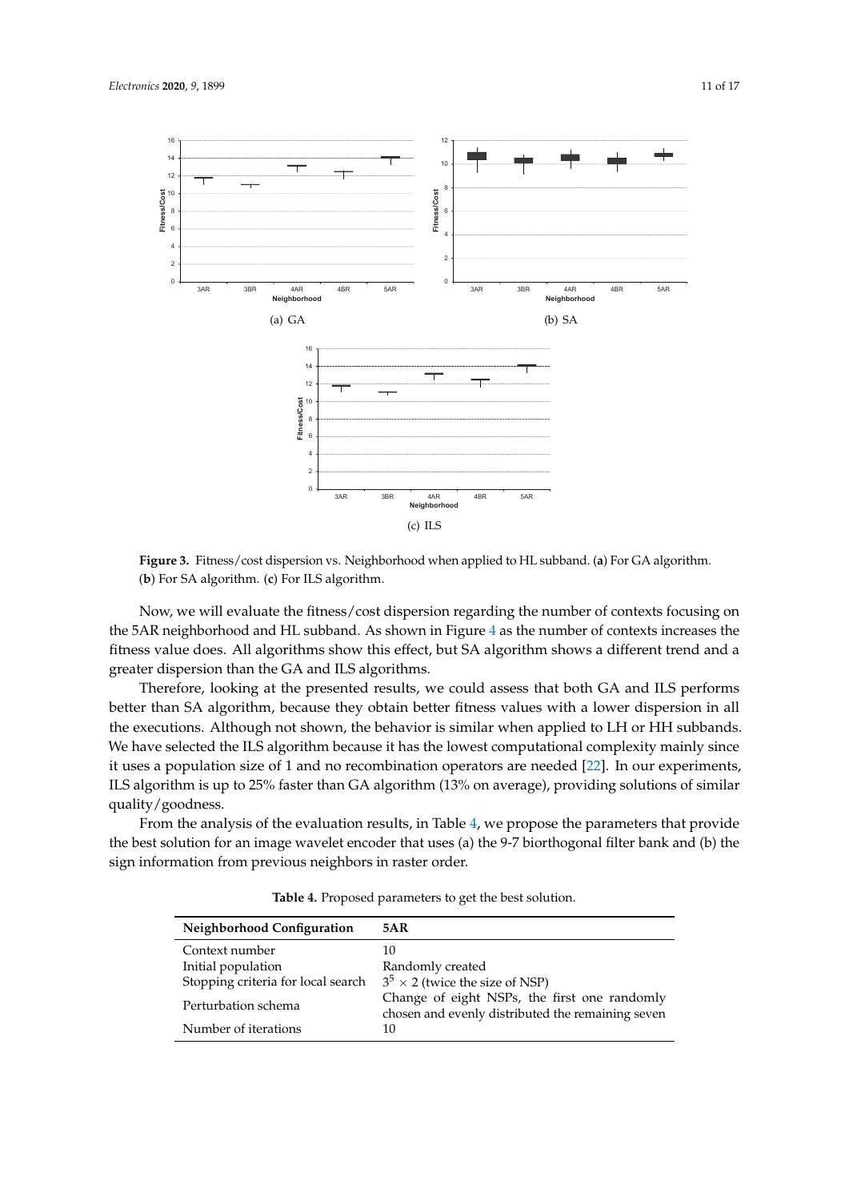Figure 3. Fitness/cost dispersion vs. Neighborhood when applied to HL subband. (a) For GA algorithm. (b) For SA algorithm. (c) For ILS algorithm.

Now, we will evaluate the fitness/cost dispersion regarding the number of contexts focusing on the 5AR neighborhood and HL subband. As shown in Figure 4 as the number of contexts increases the fitness value does. All algorithms show this effect, but SA algorithm shows a different trend and a greater dispersion than the GA and ILS algorithms.

Therefore, looking at the presented results, we could assess that both GA and ILS performs better than SA algorithm, because they obtain better fitness values with a lower dispersion in all the executions. Although not shown, the behavior is similar when applied to LH or HH subbands. We have selected the ILS algorithm because it has the lowest computational complexity mainly since it uses a population size of 1 and no recombination operators are needed [22]. In our experiments, ILS algorithm is up to 25% faster than GA algorithm (13% on average), providing solutions of similar quality/goodness.

From the analysis of the evaluation results, in Table 4, we propose the parameters that provide the best solution for an image wavelet encoder that uses (a) the 9-7 biorthogonal filter bank and (b) the sign information from previous neighbors in raster order.

**Table 4.** Proposed parameters to get the best solution.

| Neighborhood Configuration | 5AR |
|---|---|
| Context number | 10 |
| Initial population | Randomly created |
| Stopping criteria for local search | $3^5 \times 2$ (twice the size of NSP) |
| Perturbation schema | Change of eight NSPs, the first one randomly chosen and evenly distributed the remaining seven |
| Number of iterations | 10 |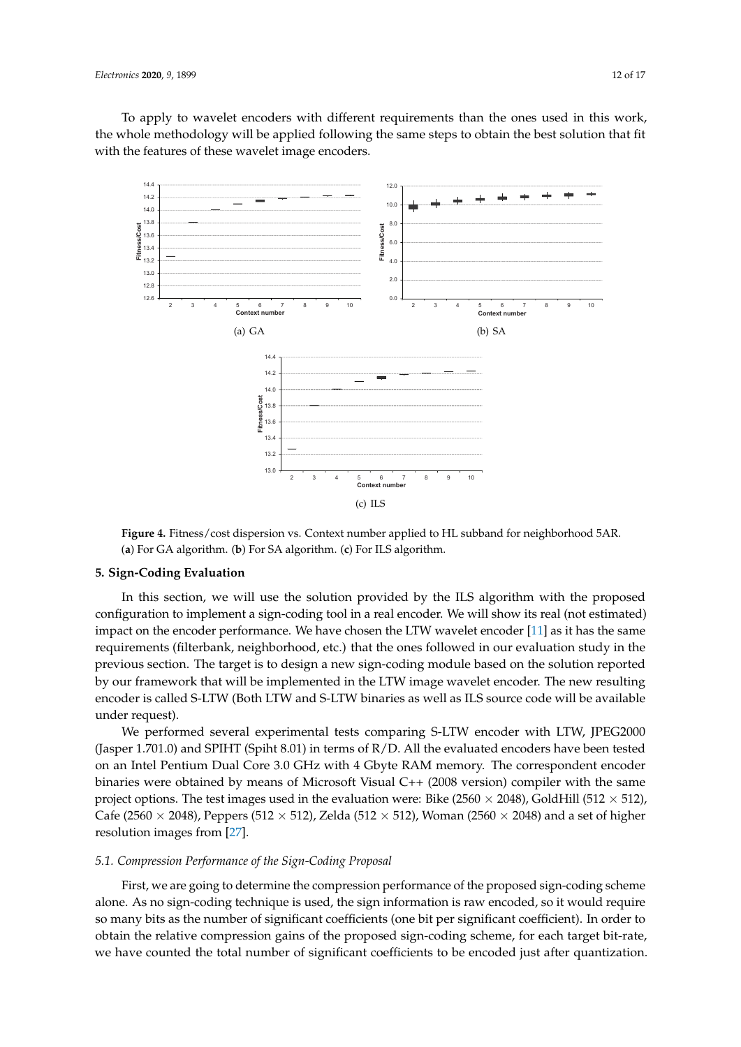To apply to wavelet encoders with different requirements than the ones used in this work, the whole methodology will be applied following the same steps to obtain the best solution that fit with the features of these wavelet image encoders.

(a) GA

(b) SA

(c) ILS

**Figure 4.** Fitness/cost dispersion vs. Context number applied to HL subband for neighborhood 5AR. (**a**) For GA algorithm. (**b**) For SA algorithm. (**c**) For ILS algorithm.

## 5. Sign-Coding Evaluation

In this section, we will use the solution provided by the ILS algorithm with the proposed configuration to implement a sign-coding tool in a real encoder. We will show its real (not estimated) impact on the encoder performance. We have chosen the LTW wavelet encoder [11] as it has the same requirements (filterbank, neighborhood, etc.) that the ones followed in our evaluation study in the previous section. The target is to design a new sign-coding module based on the solution reported by our framework that will be implemented in the LTW image wavelet encoder. The new resulting encoder is called S-LTW (Both LTW and S-LTW binaries as well as ILS source code will be available under request).

We performed several experimental tests comparing S-LTW encoder with LTW, JPEG2000 (Jasper 1.701.0) and SPIHT (Spiht 8.01) in terms of R/D. All the evaluated encoders have been tested on an Intel Pentium Dual Core 3.0 GHz with 4 Gbyte RAM memory. The correspondent encoder binaries were obtained by means of Microsoft Visual C++ (2008 version) compiler with the same project options. The test images used in the evaluation were: Bike ($2560 \times 2048$), GoldHill ($512 \times 512$), Cafe ($2560 \times 2048$), Peppers ($512 \times 512$), Zelda ($512 \times 512$), Woman ($2560 \times 2048$) and a set of higher resolution images from [27].

### *5.1. Compression Performance of the Sign-Coding Proposal*

First, we are going to determine the compression performance of the proposed sign-coding scheme alone. As no sign-coding technique is used, the sign information is raw encoded, so it would require so many bits as the number of significant coefficients (one bit per significant coefficient). In order to obtain the relative compression gains of the proposed sign-coding scheme, for each target bit-rate, we have counted the total number of significant coefficients to be encoded just after quantization.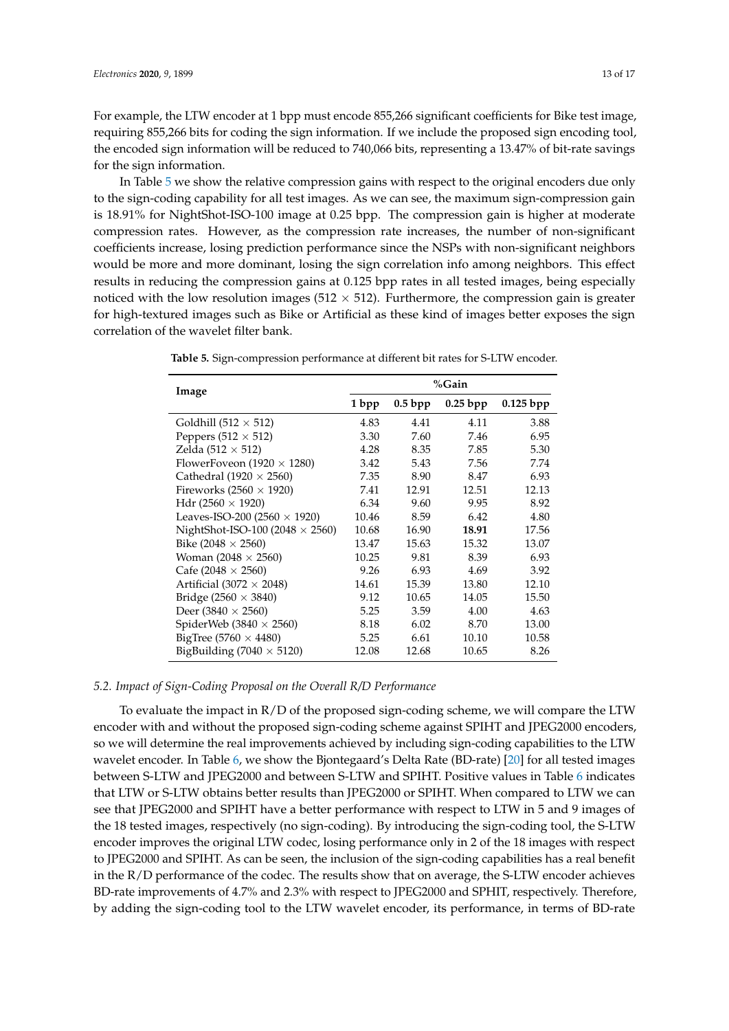For example, the LTW encoder at 1 bpp must encode 855,266 significant coefficients for Bike test image, requiring 855,266 bits for coding the sign information. If we include the proposed sign encoding tool, the encoded sign information will be reduced to 740,066 bits, representing a 13.47% of bit-rate savings for the sign information.

In Table 5 we show the relative compression gains with respect to the original encoders due only to the sign-coding capability for all test images. As we can see, the maximum sign-compression gain is 18.91% for NightShot-ISO-100 image at 0.25 bpp. The compression gain is higher at moderate compression rates. However, as the compression rate increases, the number of non-significant coefficients increase, losing prediction performance since the NSPs with non-significant neighbors would be more and more dominant, losing the sign correlation info among neighbors. This effect results in reducing the compression gains at 0.125 bpp rates in all tested images, being especially noticed with the low resolution images (512 × 512). Furthermore, the compression gain is greater for high-textured images such as Bike or Artificial as these kind of images better exposes the sign correlation of the wavelet filter bank.

**Table 5.** Sign-compression performance at different bit rates for S-LTW encoder.

| Image | %Gain | | | |
|---|---|---|---|---|
| | 1 bpp | 0.5 bpp | 0.25 bpp | 0.125 bpp |
| Goldhill (512 × 512) | 4.83 | 4.41 | 4.11 | 3.88 |
| Peppers (512 × 512) | 3.30 | 7.60 | 7.46 | 6.95 |
| Zelda (512 × 512) | 4.28 | 8.35 | 7.85 | 5.30 |
| FlowerFoveon (1920 × 1280) | 3.42 | 5.43 | 7.56 | 7.74 |
| Cathedral (1920 × 2560) | 7.35 | 8.90 | 8.47 | 6.93 |
| Fireworks (2560 × 1920) | 7.41 | 12.91 | 12.51 | 12.13 |
| Hdr (2560 × 1920) | 6.34 | 9.60 | 9.95 | 8.92 |
| Leaves-ISO-200 (2560 × 1920) | 10.46 | 8.59 | 6.42 | 4.80 |
| NightShot-ISO-100 (2048 × 2560) | 10.68 | 16.90 | **18.91** | 17.56 |
| Bike (2048 × 2560) | 13.47 | 15.63 | 15.32 | 13.07 |
| Woman (2048 × 2560) | 10.25 | 9.81 | 8.39 | 6.93 |
| Cafe (2048 × 2560) | 9.26 | 6.93 | 4.69 | 3.92 |
| Artificial (3072 × 2048) | 14.61 | 15.39 | 13.80 | 12.10 |
| Bridge (2560 × 3840) | 9.12 | 10.65 | 14.05 | 15.50 |
| Deer (3840 × 2560) | 5.25 | 3.59 | 4.00 | 4.63 |
| SpiderWeb (3840 × 2560) | 8.18 | 6.02 | 8.70 | 13.00 |
| BigTree (5760 × 4480) | 5.25 | 6.61 | 10.10 | 10.58 |
| BigBuilding (7040 × 5120) | 12.08 | 12.68 | 10.65 | 8.26 |

### 5.2. Impact of Sign-Coding Proposal on the Overall R/D Performance

To evaluate the impact in R/D of the proposed sign-coding scheme, we will compare the LTW encoder with and without the proposed sign-coding scheme against SPIHT and JPEG2000 encoders, so we will determine the real improvements achieved by including sign-coding capabilities to the LTW wavelet encoder. In Table 6, we show the Bjontegaard's Delta Rate (BD-rate) [20] for all tested images between S-LTW and JPEG2000 and between S-LTW and SPIHT. Positive values in Table 6 indicates that LTW or S-LTW obtains better results than JPEG2000 or SPIHT. When compared to LTW we can see that JPEG2000 and SPIHT have a better performance with respect to LTW in 5 and 9 images of the 18 tested images, respectively (no sign-coding). By introducing the sign-coding tool, the S-LTW encoder improves the original LTW codec, losing performance only in 2 of the 18 images with respect to JPEG2000 and SPIHT. As can be seen, the inclusion of the sign-coding capabilities has a real benefit in the R/D performance of the codec. The results show that on average, the S-LTW encoder achieves BD-rate improvements of 4.7% and 2.3% with respect to JPEG2000 and SPHIT, respectively. Therefore, by adding the sign-coding tool to the LTW wavelet encoder, its performance, in terms of BD-rate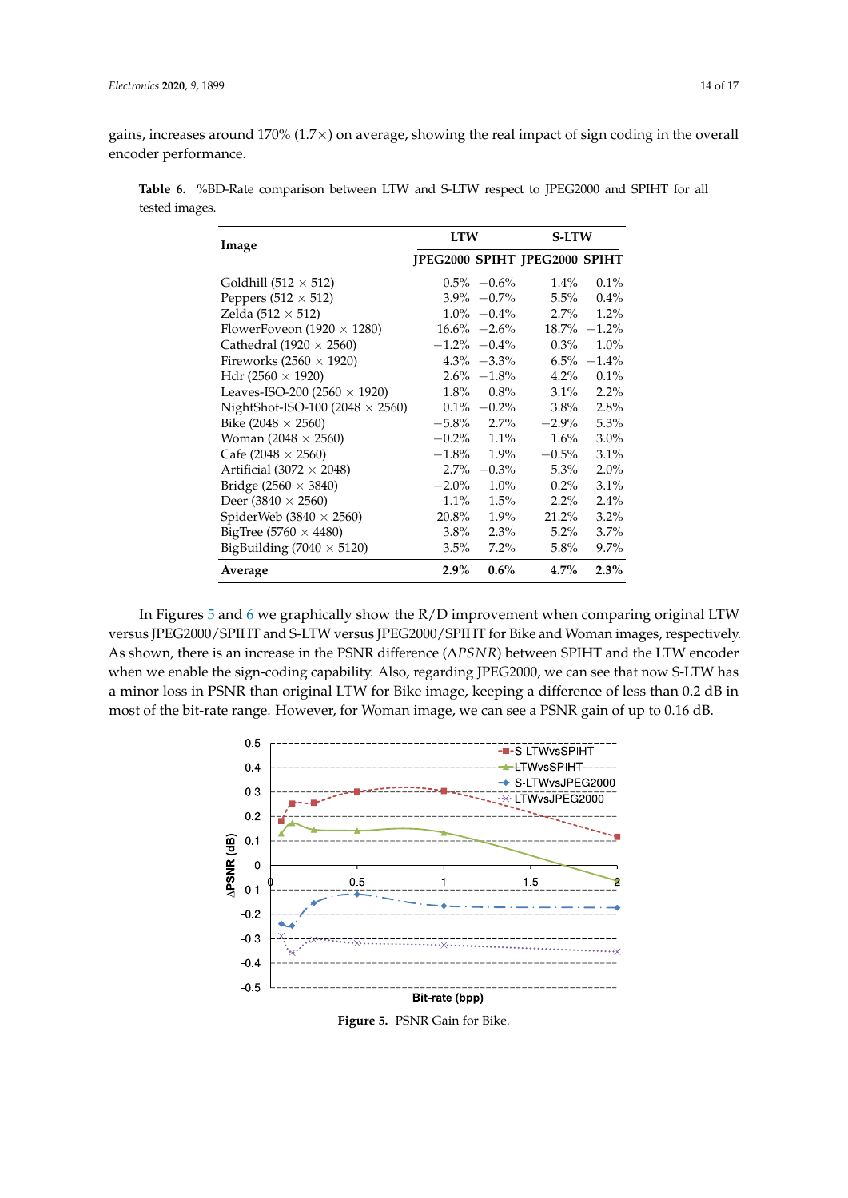gains, increases around 170% (1.7×) on average, showing the real impact of sign coding in the overall encoder performance.

**Table 6.** %BD-Rate comparison between LTW and S-LTW respect to JPEG2000 and SPIHT for all tested images.

| Image | LTW | | S-LTW | |
|---|---|---|---|---|
| | JPEG2000 | SPIHT | JPEG2000 | SPIHT |
| Goldhill (512 × 512) | 0.5% | −0.6% | 1.4% | 0.1% |
| Peppers (512 × 512) | 3.9% | −0.7% | 5.5% | 0.4% |
| Zelda (512 × 512) | 1.0% | −0.4% | 2.7% | 1.2% |
| FlowerFoveon (1920 × 1280) | 16.6% | −2.6% | 18.7% | −1.2% |
| Cathedral (1920 × 2560) | −1.2% | −0.4% | 0.3% | 1.0% |
| Fireworks (2560 × 1920) | 4.3% | −3.3% | 6.5% | −1.4% |
| Hdr (2560 × 1920) | 2.6% | −1.8% | 4.2% | 0.1% |
| Leaves-ISO-200 (2560 × 1920) | 1.8% | 0.8% | 3.1% | 2.2% |
| NightShot-ISO-100 (2048 × 2560) | 0.1% | −0.2% | 3.8% | 2.8% |
| Bike (2048 × 2560) | −5.8% | 2.7% | −2.9% | 5.3% |
| Woman (2048 × 2560) | −0.2% | 1.1% | 1.6% | 3.0% |
| Cafe (2048 × 2560) | −1.8% | 1.9% | −0.5% | 3.1% |
| Artificial (3072 × 2048) | 2.7% | −0.3% | 5.3% | 2.0% |
| Bridge (2560 × 3840) | −2.0% | 1.0% | 0.2% | 3.1% |
| Deer (3840 × 2560) | 1.1% | 1.5% | 2.2% | 2.4% |
| SpiderWeb (3840 × 2560) | 20.8% | 1.9% | 21.2% | 3.2% |
| BigTree (5760 × 4480) | 3.8% | 2.3% | 5.2% | 3.7% |
| BigBuilding (7040 × 5120) | 3.5% | 7.2% | 5.8% | 9.7% |
| **Average** | **2.9%** | **0.6%** | **4.7%** | **2.3%** |

In Figures 5 and 6 we graphically show the R/D improvement when comparing original LTW versus JPEG2000/SPIHT and S-LTW versus JPEG2000/SPIHT for Bike and Woman images, respectively. As shown, there is an increase in the PSNR difference ($\Delta PSNR$) between SPIHT and the LTW encoder when we enable the sign-coding capability. Also, regarding JPEG2000, we can see that now S-LTW has a minor loss in PSNR than original LTW for Bike image, keeping a difference of less than 0.2 dB in most of the bit-rate range. However, for Woman image, we can see a PSNR gain of up to 0.16 dB.

**Figure 5.** PSNR Gain for Bike.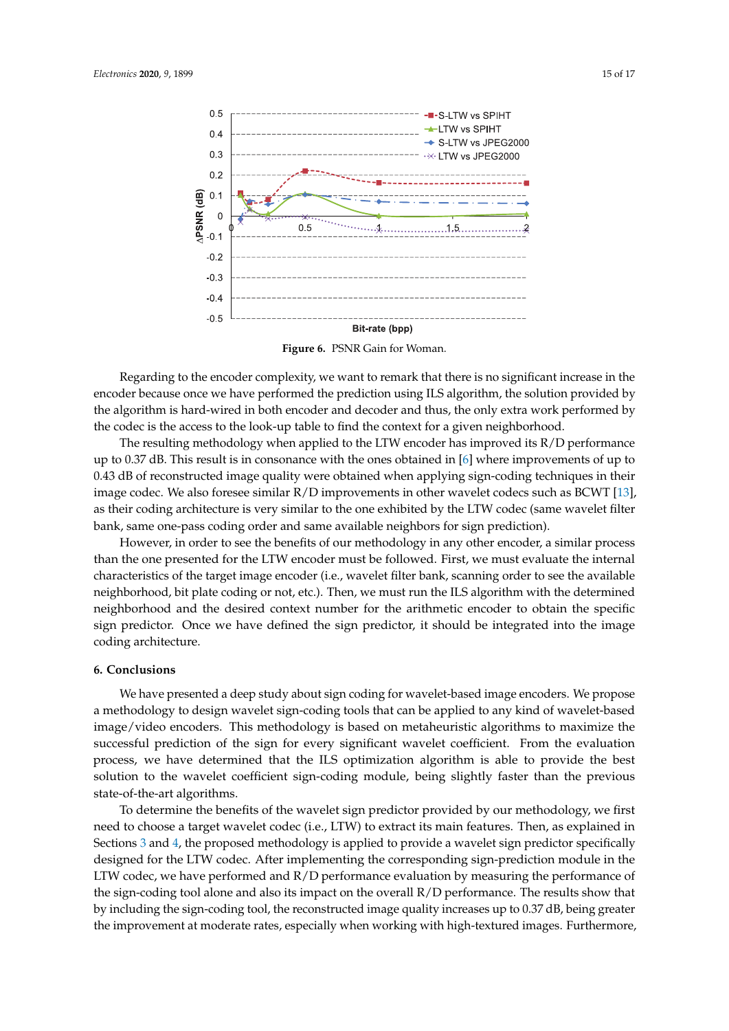0.5
0.4
0.3
0.2
0.1
0
-0.1
-0.2
-0.3
-0.4
-0.5

0
0.5
1
1.5
2

ΔPSNR (dB)

Bit-rate (bpp)

S-LTW vs SPIHT
LTW vs SPIHT
S-LTW vs JPEG2000
LTW vs JPEG2000

**Figure 6.** PSNR Gain for Woman.

Regarding to the encoder complexity, we want to remark that there is no significant increase in the encoder because once we have performed the prediction using ILS algorithm, the solution provided by the algorithm is hard-wired in both encoder and decoder and thus, the only extra work performed by the codec is the access to the look-up table to find the context for a given neighborhood.

The resulting methodology when applied to the LTW encoder has improved its R/D performance up to 0.37 dB. This result is in consonance with the ones obtained in [6] where improvements of up to 0.43 dB of reconstructed image quality were obtained when applying sign-coding techniques in their image codec. We also foresee similar R/D improvements in other wavelet codecs such as BCWT [13], as their coding architecture is very similar to the one exhibited by the LTW codec (same wavelet filter bank, same one-pass coding order and same available neighbors for sign prediction).

However, in order to see the benefits of our methodology in any other encoder, a similar process than the one presented for the LTW encoder must be followed. First, we must evaluate the internal characteristics of the target image encoder (i.e., wavelet filter bank, scanning order to see the available neighborhood, bit plate coding or not, etc.). Then, we must run the ILS algorithm with the determined neighborhood and the desired context number for the arithmetic encoder to obtain the specific sign predictor. Once we have defined the sign predictor, it should be integrated into the image coding architecture.

## 6. Conclusions

We have presented a deep study about sign coding for wavelet-based image encoders. We propose a methodology to design wavelet sign-coding tools that can be applied to any kind of wavelet-based image/video encoders. This methodology is based on metaheuristic algorithms to maximize the successful prediction of the sign for every significant wavelet coefficient. From the evaluation process, we have determined that the ILS optimization algorithm is able to provide the best solution to the wavelet coefficient sign-coding module, being slightly faster than the previous state-of-the-art algorithms.

To determine the benefits of the wavelet sign predictor provided by our methodology, we first need to choose a target wavelet codec (i.e., LTW) to extract its main features. Then, as explained in Sections 3 and 4, the proposed methodology is applied to provide a wavelet sign predictor specifically designed for the LTW codec. After implementing the corresponding sign-prediction module in the LTW codec, we have performed and R/D performance evaluation by measuring the performance of the sign-coding tool alone and also its impact on the overall R/D performance. The results show that by including the sign-coding tool, the reconstructed image quality increases up to 0.37 dB, being greater the improvement at moderate rates, especially when working with high-textured images. Furthermore,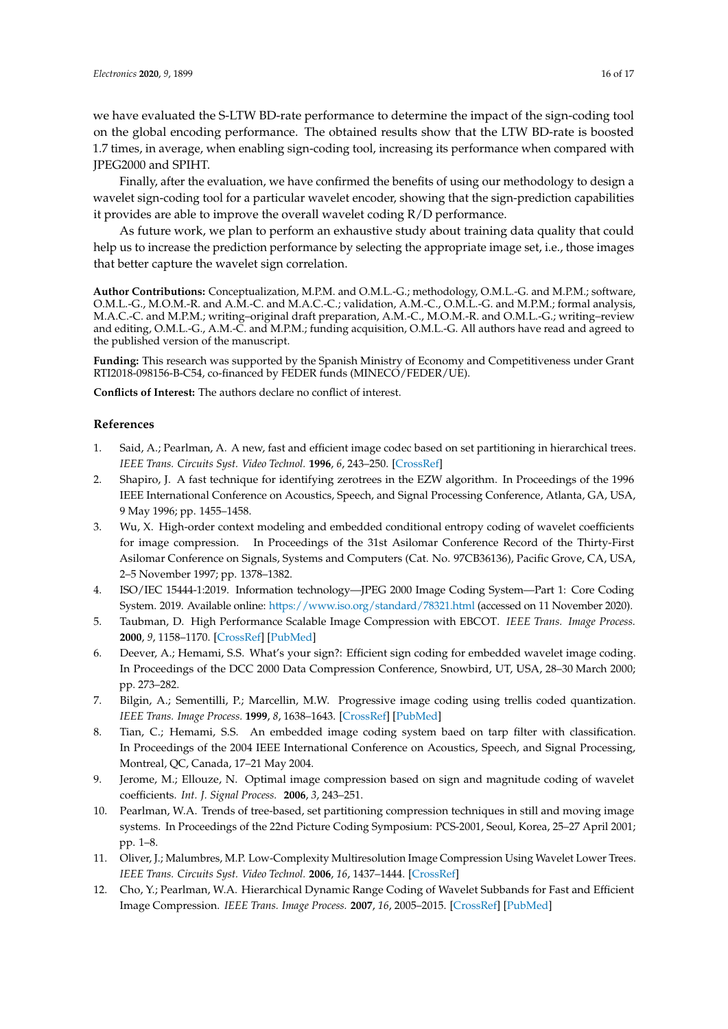we have evaluated the S-LTW BD-rate performance to determine the impact of the sign-coding tool on the global encoding performance. The obtained results show that the LTW BD-rate is boosted 1.7 times, in average, when enabling sign-coding tool, increasing its performance when compared with JPEG2000 and SPIHT.

Finally, after the evaluation, we have confirmed the benefits of using our methodology to design a wavelet sign-coding tool for a particular wavelet encoder, showing that the sign-prediction capabilities it provides are able to improve the overall wavelet coding R/D performance.

As future work, we plan to perform an exhaustive study about training data quality that could help us to increase the prediction performance by selecting the appropriate image set, i.e., those images that better capture the wavelet sign correlation.

**Author Contributions:** Conceptualization, M.P.M. and O.M.L.-G.; methodology, O.M.L.-G. and M.P.M.; software, O.M.L.-G., M.O.M.-R. and A.M.-C. and M.A.C.-C.; validation, A.M.-C., O.M.L.-G. and M.P.M.; formal analysis, M.A.C.-C. and M.P.M.; writing–original draft preparation, A.M.-C., M.O.M.-R. and O.M.L.-G.; writing–review and editing, O.M.L.-G., A.M.-C. and M.P.M.; funding acquisition, O.M.L.-G. All authors have read and agreed to the published version of the manuscript.

**Funding:** This research was supported by the Spanish Ministry of Economy and Competitiveness under Grant RTI2018-098156-B-C54, co-financed by FEDER funds (MINECO/FEDER/UE).

**Conflicts of Interest:** The authors declare no conflict of interest.

## References

1. Said, A.; Pearlman, A. A new, fast and efficient image codec based on set partitioning in hierarchical trees. *IEEE Trans. Circuits Syst. Video Technol.* **1996**, *6*, 243–250. [CrossRef]
2. Shapiro, J. A fast technique for identifying zerotrees in the EZW algorithm. In Proceedings of the 1996 IEEE International Conference on Acoustics, Speech, and Signal Processing Conference, Atlanta, GA, USA, 9 May 1996; pp. 1455–1458.
3. Wu, X. High-order context modeling and embedded conditional entropy coding of wavelet coefficients for image compression. In Proceedings of the 31st Asilomar Conference Record of the Thirty-First Asilomar Conference on Signals, Systems and Computers (Cat. No. 97CB36136), Pacific Grove, CA, USA, 2–5 November 1997; pp. 1378–1382.
4. ISO/IEC 15444-1:2019. Information technology—JPEG 2000 Image Coding System—Part 1: Core Coding System. 2019. Available online: https://www.iso.org/standard/78321.html (accessed on 11 November 2020).
5. Taubman, D. High Performance Scalable Image Compression with EBCOT. *IEEE Trans. Image Process.* **2000**, *9*, 1158–1170. [CrossRef] [PubMed]
6. Deever, A.; Hemami, S.S. What's your sign?: Efficient sign coding for embedded wavelet image coding. In Proceedings of the DCC 2000 Data Compression Conference, Snowbird, UT, USA, 28–30 March 2000; pp. 273–282.
7. Bilgin, A.; Sementilli, P.; Marcellin, M.W. Progressive image coding using trellis coded quantization. *IEEE Trans. Image Process.* **1999**, *8*, 1638–1643. [CrossRef] [PubMed]
8. Tian, C.; Hemami, S.S. An embedded image coding system baed on tarp filter with classification. In Proceedings of the 2004 IEEE International Conference on Acoustics, Speech, and Signal Processing, Montreal, QC, Canada, 17–21 May 2004.
9. Jerome, M.; Ellouze, N. Optimal image compression based on sign and magnitude coding of wavelet coefficients. *Int. J. Signal Process.* **2006**, *3*, 243–251.
10. Pearlman, W.A. Trends of tree-based, set partitioning compression techniques in still and moving image systems. In Proceedings of the 22nd Picture Coding Symposium: PCS-2001, Seoul, Korea, 25–27 April 2001; pp. 1–8.
11. Oliver, J.; Malumbres, M.P. Low-Complexity Multiresolution Image Compression Using Wavelet Lower Trees. *IEEE Trans. Circuits Syst. Video Technol.* **2006**, *16*, 1437–1444. [CrossRef]
12. Cho, Y.; Pearlman, W.A. Hierarchical Dynamic Range Coding of Wavelet Subbands for Fast and Efficient Image Compression. *IEEE Trans. Image Process.* **2007**, *16*, 2005–2015. [CrossRef] [PubMed]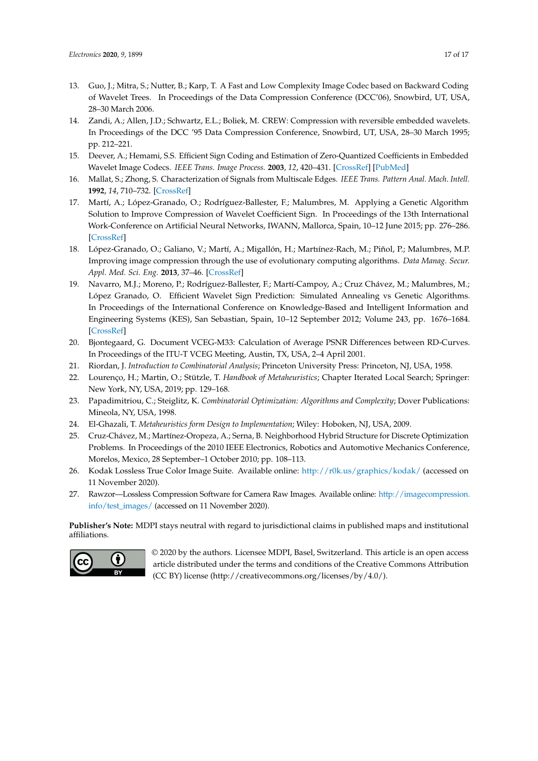13. Guo, J.; Mitra, S.; Nutter, B.; Karp, T. A Fast and Low Complexity Image Codec based on Backward Coding of Wavelet Trees. In Proceedings of the Data Compression Conference (DCC'06), Snowbird, UT, USA, 28–30 March 2006.
14. Zandi, A.; Allen, J.D.; Schwartz, E.L.; Boliek, M. CREW: Compression with reversible embedded wavelets. In Proceedings of the DCC '95 Data Compression Conference, Snowbird, UT, USA, 28–30 March 1995; pp. 212–221.
15. Deever, A.; Hemami, S.S. Efficient Sign Coding and Estimation of Zero-Quantized Coefficients in Embedded Wavelet Image Codecs. *IEEE Trans. Image Process.* **2003**, *12*, 420–431. [CrossRef] [PubMed]
16. Mallat, S.; Zhong, S. Characterization of Signals from Multiscale Edges. *IEEE Trans. Pattern Anal. Mach. Intell.* **1992**, *14*, 710–732. [CrossRef]
17. Martí, A.; López-Granado, O.; Rodríguez-Ballester, F.; Malumbres, M. Applying a Genetic Algorithm Solution to Improve Compression of Wavelet Coefficient Sign. In Proceedings of the 13th International Work-Conference on Artificial Neural Networks, IWANN, Mallorca, Spain, 10–12 June 2015; pp. 276–286. [CrossRef]
18. López-Granado, O.; Galiano, V.; Martí, A.; Migallón, H.; Martínez-Rach, M.; Piñol, P.; Malumbres, M.P. Improving image compression through the use of evolutionary computing algorithms. *Data Manag. Secur. Appl. Med. Sci. Eng.* **2013**, 37–46. [CrossRef]
19. Navarro, M.J.; Moreno, P.; Rodríguez-Ballester, F.; Martí-Campoy, A.; Cruz Chávez, M.; Malumbres, M.; López Granado, O. Efficient Wavelet Sign Prediction: Simulated Annealing vs Genetic Algorithms. In Proceedings of the International Conference on Knowledge-Based and Intelligent Information and Engineering Systems (KES), San Sebastian, Spain, 10–12 September 2012; Volume 243, pp. 1676–1684. [CrossRef]
20. Bjontegaard, G. Document VCEG-M33: Calculation of Average PSNR Differences between RD-Curves. In Proceedings of the ITU-T VCEG Meeting, Austin, TX, USA, 2–4 April 2001.
21. Riordan, J. *Introduction to Combinatorial Analysis*; Princeton University Press: Princeton, NJ, USA, 1958.
22. Lourenço, H.; Martin, O.; Stützle, T. *Handbook of Metaheuristics*; Chapter Iterated Local Search; Springer: New York, NY, USA, 2019; pp. 129–168.
23. Papadimitriou, C.; Steiglitz, K. *Combinatorial Optimization: Algorithms and Complexity*; Dover Publications: Mineola, NY, USA, 1998.
24. El-Ghazali, T. *Metaheuristics form Design to Implementation*; Wiley: Hoboken, NJ, USA, 2009.
25. Cruz-Chávez, M.; Martínez-Oropeza, A.; Serna, B. Neighborhood Hybrid Structure for Discrete Optimization Problems. In Proceedings of the 2010 IEEE Electronics, Robotics and Automotive Mechanics Conference, Morelos, Mexico, 28 September–1 October 2010; pp. 108–113.
26. Kodak Lossless True Color Image Suite. Available online: http://r0k.us/graphics/kodak/ (accessed on 11 November 2020).
27. Rawzor—Lossless Compression Software for Camera Raw Images. Available online: http://imagecompression.info/test_images/ (accessed on 11 November 2020).

**Publisher's Note:** MDPI stays neutral with regard to jurisdictional claims in published maps and institutional affiliations.

© 2020 by the authors. Licensee MDPI, Basel, Switzerland. This article is an open access article distributed under the terms and conditions of the Creative Commons Attribution (CC BY) license (http://creativecommons.org/licenses/by/4.0/).